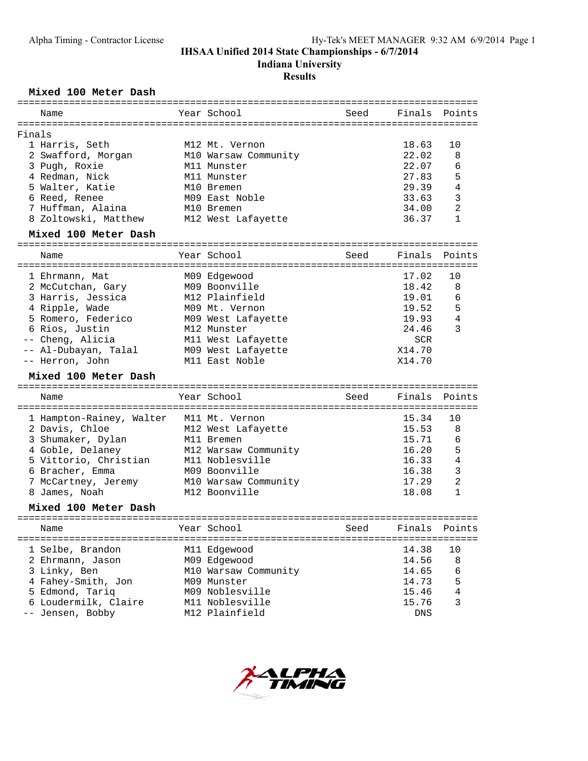# IHSAA Unified 2014 State Championships - 6/7/2014

## Indiana University

### Results

#### Mixed 100 Meter Dash

Finals

| Place | Name | Year | School | Seed | Finals | Points |
|---|---|---|---|---|---|---|
| 1 | Harris, Seth | M12 | Mt. Vernon | | 18.63 | 10 |
| 2 | Swafford, Morgan | M10 | Warsaw Community | | 22.02 | 8 |
| 3 | Pugh, Roxie | M11 | Munster | | 22.07 | 6 |
| 4 | Redman, Nick | M11 | Munster | | 27.83 | 5 |
| 5 | Walter, Katie | M10 | Bremen | | 29.39 | 4 |
| 6 | Reed, Renee | M09 | East Noble | | 33.63 | 3 |
| 7 | Huffman, Alaina | M10 | Bremen | | 34.00 | 2 |
| 8 | Zoltowski, Matthew | M12 | West Lafayette | | 36.37 | 1 |

#### Mixed 100 Meter Dash

| Place | Name | Year | School | Seed | Finals | Points |
|---|---|---|---|---|---|---|
| 1 | Ehrmann, Mat | M09 | Edgewood | | 17.02 | 10 |
| 2 | McCutchan, Gary | M09 | Boonville | | 18.42 | 8 |
| 3 | Harris, Jessica | M12 | Plainfield | | 19.01 | 6 |
| 4 | Ripple, Wade | M09 | Mt. Vernon | | 19.52 | 5 |
| 5 | Romero, Federico | M09 | West Lafayette | | 19.93 | 4 |
| 6 | Rios, Justin | M12 | Munster | | 24.46 | 3 |
| -- | Cheng, Alicia | M11 | West Lafayette | | SCR | |
| -- | Al-Dubayan, Talal | M09 | West Lafayette | | X14.70 | |
| -- | Herron, John | M11 | East Noble | | X14.70 | |

#### Mixed 100 Meter Dash

| Place | Name | Year | School | Seed | Finals | Points |
|---|---|---|---|---|---|---|
| 1 | Hampton-Rainey, Walter | M11 | Mt. Vernon | | 15.34 | 10 |
| 2 | Davis, Chloe | M12 | West Lafayette | | 15.53 | 8 |
| 3 | Shumaker, Dylan | M11 | Bremen | | 15.71 | 6 |
| 4 | Goble, Delaney | M12 | Warsaw Community | | 16.20 | 5 |
| 5 | Vittorio, Christian | M11 | Noblesville | | 16.33 | 4 |
| 6 | Bracher, Emma | M09 | Boonville | | 16.38 | 3 |
| 7 | McCartney, Jeremy | M10 | Warsaw Community | | 17.29 | 2 |
| 8 | James, Noah | M12 | Boonville | | 18.08 | 1 |

#### Mixed 100 Meter Dash

| Place | Name | Year | School | Seed | Finals | Points |
|---|---|---|---|---|---|---|
| 1 | Selbe, Brandon | M11 | Edgewood | | 14.38 | 10 |
| 2 | Ehrmann, Jason | M09 | Edgewood | | 14.56 | 8 |
| 3 | Linky, Ben | M10 | Warsaw Community | | 14.65 | 6 |
| 4 | Fahey-Smith, Jon | M09 | Munster | | 14.73 | 5 |
| 5 | Edmond, Tariq | M09 | Noblesville | | 15.46 | 4 |
| 6 | Loudermilk, Claire | M11 | Noblesville | | 15.76 | 3 |
| -- | Jensen, Bobby | M12 | Plainfield | | DNS | |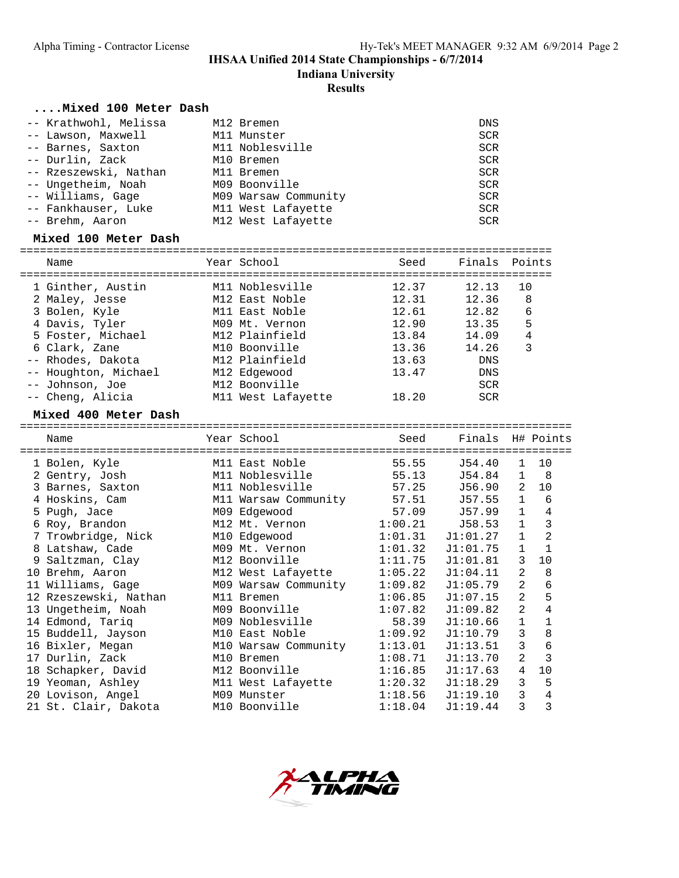**IHSAA Unified 2014 State Championships - 6/7/2014**

**Indiana University**

**Results**

### ....Mixed 100 Meter Dash

| Place | Name | Year | School | Finals |
|---|---|---|---|---|
| -- | Krathwohl, Melissa | M12 | Bremen | DNS |
| -- | Lawson, Maxwell | M11 | Munster | SCR |
| -- | Barnes, Saxton | M11 | Noblesville | SCR |
| -- | Durlin, Zack | M10 | Bremen | SCR |
| -- | Rzeszewski, Nathan | M11 | Bremen | SCR |
| -- | Ungetheim, Noah | M09 | Boonville | SCR |
| -- | Williams, Gage | M09 | Warsaw Community | SCR |
| -- | Fankhauser, Luke | M11 | West Lafayette | SCR |
| -- | Brehm, Aaron | M12 | West Lafayette | SCR |

### Mixed 100 Meter Dash

| Place | Name | Year | School | Seed | Finals | Points |
|---|---|---|---|---|---|---|
| 1 | Ginther, Austin | M11 | Noblesville | 12.37 | 12.13 | 10 |
| 2 | Maley, Jesse | M12 | East Noble | 12.31 | 12.36 | 8 |
| 3 | Bolen, Kyle | M11 | East Noble | 12.61 | 12.82 | 6 |
| 4 | Davis, Tyler | M09 | Mt. Vernon | 12.90 | 13.35 | 5 |
| 5 | Foster, Michael | M12 | Plainfield | 13.84 | 14.09 | 4 |
| 6 | Clark, Zane | M10 | Boonville | 13.36 | 14.26 | 3 |
| -- | Rhodes, Dakota | M12 | Plainfield | 13.63 | DNS | |
| -- | Houghton, Michael | M12 | Edgewood | 13.47 | DNS | |
| -- | Johnson, Joe | M12 | Boonville | | SCR | |
| -- | Cheng, Alicia | M11 | West Lafayette | 18.20 | SCR | |

### Mixed 400 Meter Dash

| Place | Name | Year | School | Seed | Finals | H# | Points |
|---|---|---|---|---|---|---|---|
| 1 | Bolen, Kyle | M11 | East Noble | 55.55 | J54.40 | 1 | 10 |
| 2 | Gentry, Josh | M11 | Noblesville | 55.13 | J54.84 | 1 | 8 |
| 3 | Barnes, Saxton | M11 | Noblesville | 57.25 | J56.90 | 2 | 10 |
| 4 | Hoskins, Cam | M11 | Warsaw Community | 57.51 | J57.55 | 1 | 6 |
| 5 | Pugh, Jace | M09 | Edgewood | 57.09 | J57.99 | 1 | 4 |
| 6 | Roy, Brandon | M12 | Mt. Vernon | 1:00.21 | J58.53 | 1 | 3 |
| 7 | Trowbridge, Nick | M10 | Edgewood | 1:01.31 | J1:01.27 | 1 | 2 |
| 8 | Latshaw, Cade | M09 | Mt. Vernon | 1:01.32 | J1:01.75 | 1 | 1 |
| 9 | Saltzman, Clay | M12 | Boonville | 1:11.75 | J1:01.81 | 3 | 10 |
| 10 | Brehm, Aaron | M12 | West Lafayette | 1:05.22 | J1:04.11 | 2 | 8 |
| 11 | Williams, Gage | M09 | Warsaw Community | 1:09.82 | J1:05.79 | 2 | 6 |
| 12 | Rzeszewski, Nathan | M11 | Bremen | 1:06.85 | J1:07.15 | 2 | 5 |
| 13 | Ungetheim, Noah | M09 | Boonville | 1:07.82 | J1:09.82 | 2 | 4 |
| 14 | Edmond, Tariq | M09 | Noblesville | 58.39 | J1:10.66 | 1 | 1 |
| 15 | Buddell, Jayson | M10 | East Noble | 1:09.92 | J1:10.79 | 3 | 8 |
| 16 | Bixler, Megan | M10 | Warsaw Community | 1:13.01 | J1:13.51 | 3 | 6 |
| 17 | Durlin, Zack | M10 | Bremen | 1:08.71 | J1:13.70 | 2 | 3 |
| 18 | Schapker, David | M12 | Boonville | 1:16.85 | J1:17.63 | 4 | 10 |
| 19 | Yeoman, Ashley | M11 | West Lafayette | 1:20.32 | J1:18.29 | 3 | 5 |
| 20 | Lovison, Angel | M09 | Munster | 1:18.56 | J1:19.10 | 3 | 4 |
| 21 | St. Clair, Dakota | M10 | Boonville | 1:18.04 | J1:19.44 | 3 | 3 |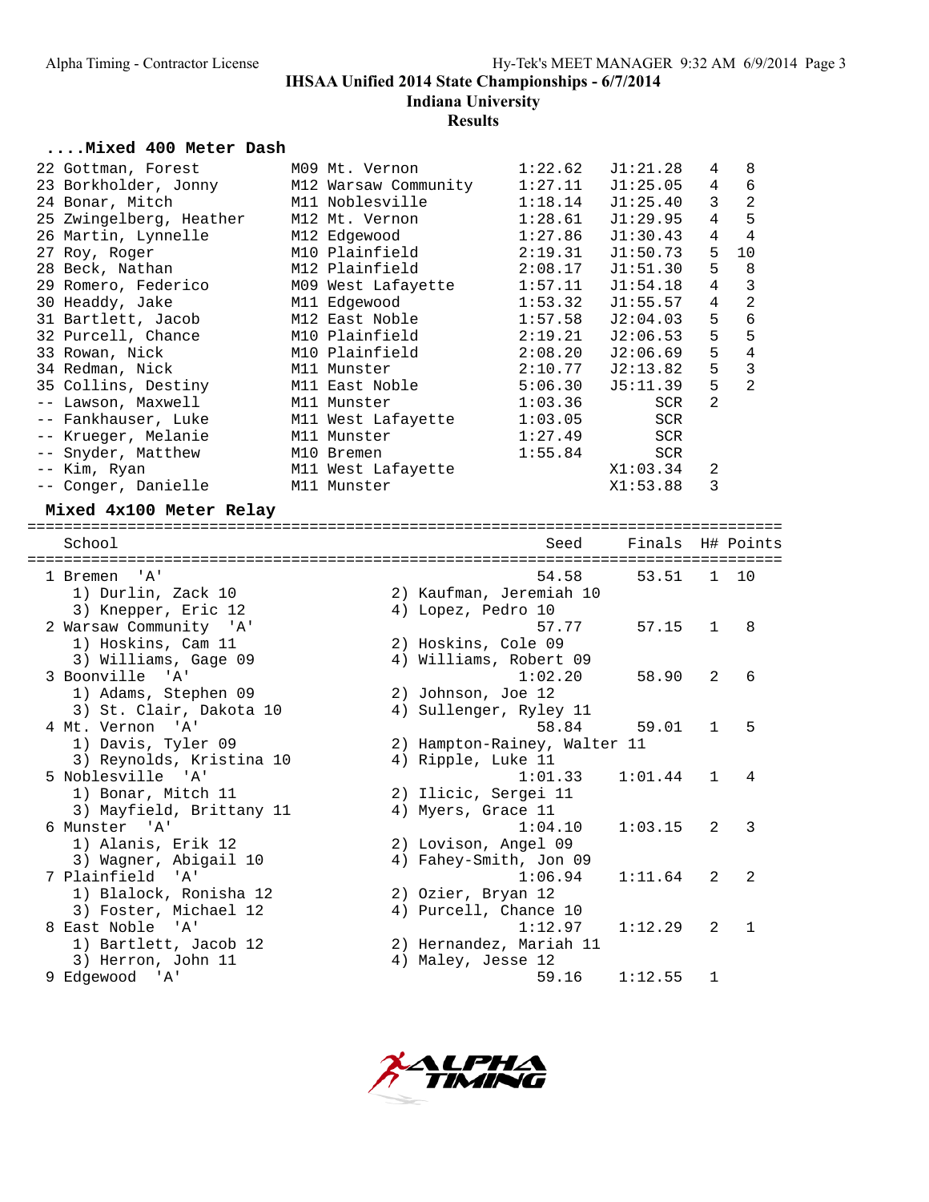IHSAA Unified 2014 State Championships - 6/7/2014
Indiana University
Results

#### ....Mixed 400 Meter Dash

| Place | Name | Year | School | Seed | Finals | H# | Points |
|---|---|---|---|---|---|---|---|
| 22 | Gottman, Forest | M09 | Mt. Vernon | 1:22.62 | J1:21.28 | 4 | 8 |
| 23 | Borkholder, Jonny | M12 | Warsaw Community | 1:27.11 | J1:25.05 | 4 | 6 |
| 24 | Bonar, Mitch | M11 | Noblesville | 1:18.14 | J1:25.40 | 3 | 2 |
| 25 | Zwingelberg, Heather | M12 | Mt. Vernon | 1:28.61 | J1:29.95 | 4 | 5 |
| 26 | Martin, Lynnelle | M12 | Edgewood | 1:27.86 | J1:30.43 | 4 | 4 |
| 27 | Roy, Roger | M10 | Plainfield | 2:19.31 | J1:50.73 | 5 | 10 |
| 28 | Beck, Nathan | M12 | Plainfield | 2:08.17 | J1:51.30 | 5 | 8 |
| 29 | Romero, Federico | M09 | West Lafayette | 1:57.11 | J1:54.18 | 4 | 3 |
| 30 | Headdy, Jake | M11 | Edgewood | 1:53.32 | J1:55.57 | 4 | 2 |
| 31 | Bartlett, Jacob | M12 | East Noble | 1:57.58 | J2:04.03 | 5 | 6 |
| 32 | Purcell, Chance | M10 | Plainfield | 2:19.21 | J2:06.53 | 5 | 5 |
| 33 | Rowan, Nick | M10 | Plainfield | 2:08.20 | J2:06.69 | 5 | 4 |
| 34 | Redman, Nick | M11 | Munster | 2:10.77 | J2:13.82 | 5 | 3 |
| 35 | Collins, Destiny | M11 | East Noble | 5:06.30 | J5:11.39 | 5 | 2 |
| -- | Lawson, Maxwell | M11 | Munster | 1:03.36 | SCR | 2 | |
| -- | Fankhauser, Luke | M11 | West Lafayette | 1:03.05 | SCR | | |
| -- | Krueger, Melanie | M11 | Munster | 1:27.49 | SCR | | |
| -- | Snyder, Matthew | M10 | Bremen | 1:55.84 | SCR | | |
| -- | Kim, Ryan | M11 | West Lafayette | | X1:03.34 | 2 | |
| -- | Conger, Danielle | M11 | Munster | | X1:53.88 | 3 | |

#### Mixed 4x100 Meter Relay

| Place | School | Seed | Finals | H# | Points |
|---|---|---|---|---|---|
| 1 | Bremen 'A' | 54.58 | 53.51 | 1 | 10 |
| | 1) Durlin, Zack 10; 2) Kaufman, Jeremiah 10; 3) Knepper, Eric 12; 4) Lopez, Pedro 10 | | | | |
| 2 | Warsaw Community 'A' | 57.77 | 57.15 | 1 | 8 |
| | 1) Hoskins, Cam 11; 2) Hoskins, Cole 09; 3) Williams, Gage 09; 4) Williams, Robert 09 | | | | |
| 3 | Boonville 'A' | 1:02.20 | 58.90 | 2 | 6 |
| | 1) Adams, Stephen 09; 2) Johnson, Joe 12; 3) St. Clair, Dakota 10; 4) Sullenger, Ryley 11 | | | | |
| 4 | Mt. Vernon 'A' | 58.84 | 59.01 | 1 | 5 |
| | 1) Davis, Tyler 09; 2) Hampton-Rainey, Walter 11; 3) Reynolds, Kristina 10; 4) Ripple, Luke 11 | | | | |
| 5 | Noblesville 'A' | 1:01.33 | 1:01.44 | 1 | 4 |
| | 1) Bonar, Mitch 11; 2) Ilicic, Sergei 11; 3) Mayfield, Brittany 11; 4) Myers, Grace 11 | | | | |
| 6 | Munster 'A' | 1:04.10 | 1:03.15 | 2 | 3 |
| | 1) Alanis, Erik 12; 2) Lovison, Angel 09; 3) Wagner, Abigail 10; 4) Fahey-Smith, Jon 09 | | | | |
| 7 | Plainfield 'A' | 1:06.94 | 1:11.64 | 2 | 2 |
| | 1) Blalock, Ronisha 12; 2) Ozier, Bryan 12; 3) Foster, Michael 12; 4) Purcell, Chance 10 | | | | |
| 8 | East Noble 'A' | 1:12.97 | 1:12.29 | 2 | 1 |
| | 1) Bartlett, Jacob 12; 2) Hernandez, Mariah 11; 3) Herron, John 11; 4) Maley, Jesse 12 | | | | |
| 9 | Edgewood 'A' | 59.16 | 1:12.55 | 1 | |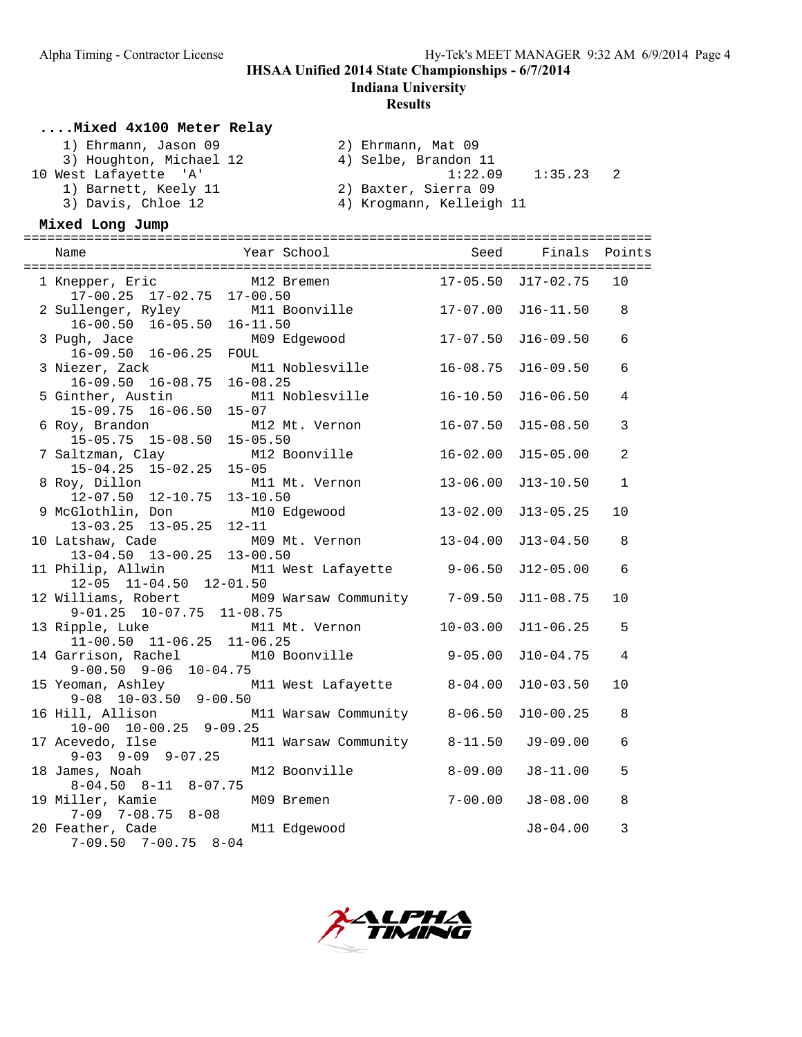# IHSAA Unified 2014 State Championships - 6/7/2014

## Indiana University

## Results

### ....Mixed 4x100 Meter Relay

1) Ehrmann, Jason 09 — 2) Ehrmann, Mat 09
3) Houghton, Michael 12 — 4) Selbe, Brandon 11

10 West Lafayette 'A' — 1:22.09 — 1:35.23 — 2

1) Barnett, Keely 11 — 2) Baxter, Sierra 09
3) Davis, Chloe 12 — 4) Krogmann, Kelleigh 11

### Mixed Long Jump

| Place | Name | Year | School | Seed | Finals | Points | Attempts |
|---|---|---|---|---|---|---|---|
| 1 | Knepper, Eric | M12 | Bremen | 17-05.50 | J17-02.75 | 10 | 17-00.25 17-02.75 17-00.50 |
| 2 | Sullenger, Ryley | M11 | Boonville | 17-07.00 | J16-11.50 | 8 | 16-00.50 16-05.50 16-11.50 |
| 3 | Pugh, Jace | M09 | Edgewood | 17-07.50 | J16-09.50 | 6 | 16-09.50 16-06.25 FOUL |
| 3 | Niezer, Zack | M11 | Noblesville | 16-08.75 | J16-09.50 | 6 | 16-09.50 16-08.75 16-08.25 |
| 5 | Ginther, Austin | M11 | Noblesville | 16-10.50 | J16-06.50 | 4 | 15-09.75 16-06.50 15-07 |
| 6 | Roy, Brandon | M12 | Mt. Vernon | 16-07.50 | J15-08.50 | 3 | 15-05.75 15-08.50 15-05.50 |
| 7 | Saltzman, Clay | M12 | Boonville | 16-02.00 | J15-05.00 | 2 | 15-04.25 15-02.25 15-05 |
| 8 | Roy, Dillon | M11 | Mt. Vernon | 13-06.00 | J13-10.50 | 1 | 12-07.50 12-10.75 13-10.50 |
| 9 | McGlothlin, Don | M10 | Edgewood | 13-02.00 | J13-05.25 | 10 | 13-03.25 13-05.25 12-11 |
| 10 | Latshaw, Cade | M09 | Mt. Vernon | 13-04.00 | J13-04.50 | 8 | 13-04.50 13-00.25 13-00.50 |
| 11 | Philip, Allwin | M11 | West Lafayette | 9-06.50 | J12-05.00 | 6 | 12-05 11-04.50 12-01.50 |
| 12 | Williams, Robert | M09 | Warsaw Community | 7-09.50 | J11-08.75 | 10 | 9-01.25 10-07.75 11-08.75 |
| 13 | Ripple, Luke | M11 | Mt. Vernon | 10-03.00 | J11-06.25 | 5 | 11-00.50 11-06.25 11-06.25 |
| 14 | Garrison, Rachel | M10 | Boonville | 9-05.00 | J10-04.75 | 4 | 9-00.50 9-06 10-04.75 |
| 15 | Yeoman, Ashley | M11 | West Lafayette | 8-04.00 | J10-03.50 | 10 | 9-08 10-03.50 9-00.50 |
| 16 | Hill, Allison | M11 | Warsaw Community | 8-06.50 | J10-00.25 | 8 | 10-00 10-00.25 9-09.25 |
| 17 | Acevedo, Ilse | M11 | Warsaw Community | 8-11.50 | J9-09.00 | 6 | 9-03 9-09 9-07.25 |
| 18 | James, Noah | M12 | Boonville | 8-09.00 | J8-11.00 | 5 | 8-04.50 8-11 8-07.75 |
| 19 | Miller, Kamie | M09 | Bremen | 7-00.00 | J8-08.00 | 8 | 7-09 7-08.75 8-08 |
| 20 | Feather, Cade | M11 | Edgewood | | J8-04.00 | 3 | 7-09.50 7-00.75 8-04 |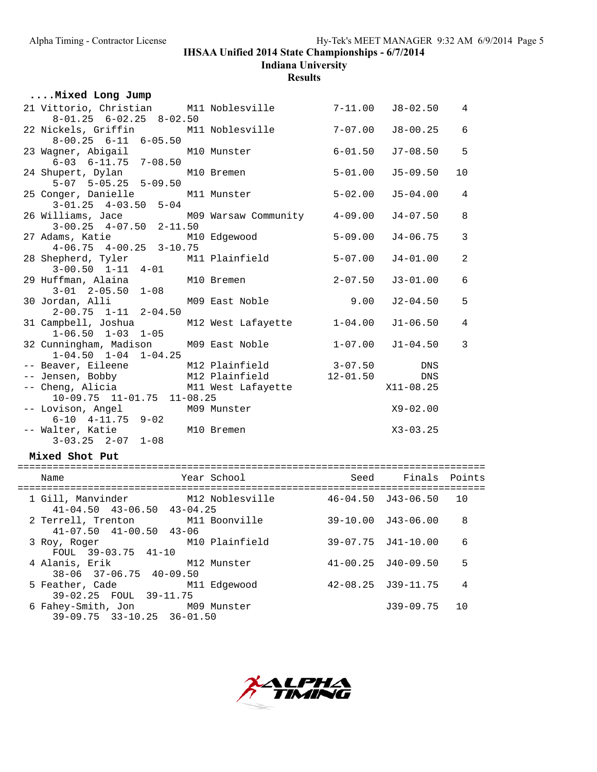## IHSAA Unified 2014 State Championships - 6/7/2014

### Indiana University

### Results

**....Mixed Long Jump**

| Place | Name | Year | School | Seed | Finals | Points |
|---|---|---|---|---|---|---|
| 21 | Vittorio, Christian | M11 | Noblesville | 7-11.00 | J8-02.50 | 4 |
| | 8-01.25 6-02.25 8-02.50 | | | | | |
| 22 | Nickels, Griffin | M11 | Noblesville | 7-07.00 | J8-00.25 | 6 |
| | 8-00.25 6-11 6-05.50 | | | | | |
| 23 | Wagner, Abigail | M10 | Munster | 6-01.50 | J7-08.50 | 5 |
| | 6-03 6-11.75 7-08.50 | | | | | |
| 24 | Shupert, Dylan | M10 | Bremen | 5-01.00 | J5-09.50 | 10 |
| | 5-07 5-05.25 5-09.50 | | | | | |
| 25 | Conger, Danielle | M11 | Munster | 5-02.00 | J5-04.00 | 4 |
| | 3-01.25 4-03.50 5-04 | | | | | |
| 26 | Williams, Jace | M09 | Warsaw Community | 4-09.00 | J4-07.50 | 8 |
| | 3-00.25 4-07.50 2-11.50 | | | | | |
| 27 | Adams, Katie | M10 | Edgewood | 5-09.00 | J4-06.75 | 3 |
| | 4-06.75 4-00.25 3-10.75 | | | | | |
| 28 | Shepherd, Tyler | M11 | Plainfield | 5-07.00 | J4-01.00 | 2 |
| | 3-00.50 1-11 4-01 | | | | | |
| 29 | Huffman, Alaina | M10 | Bremen | 2-07.50 | J3-01.00 | 6 |
| | 3-01 2-05.50 1-08 | | | | | |
| 30 | Jordan, Alli | M09 | East Noble | 9.00 | J2-04.50 | 5 |
| | 2-00.75 1-11 2-04.50 | | | | | |
| 31 | Campbell, Joshua | M12 | West Lafayette | 1-04.00 | J1-06.50 | 4 |
| | 1-06.50 1-03 1-05 | | | | | |
| 32 | Cunningham, Madison | M09 | East Noble | 1-07.00 | J1-04.50 | 3 |
| | 1-04.50 1-04 1-04.25 | | | | | |
| -- | Beaver, Eileene | M12 | Plainfield | 3-07.50 | DNS | |
| -- | Jensen, Bobby | M12 | Plainfield | 12-01.50 | DNS | |
| -- | Cheng, Alicia | M11 | West Lafayette | | X11-08.25 | |
| | 10-09.75 11-01.75 11-08.25 | | | | | |
| -- | Lovison, Angel | M09 | Munster | | X9-02.00 | |
| | 6-10 4-11.75 9-02 | | | | | |
| -- | Walter, Katie | M10 | Bremen | | X3-03.25 | |
| | 3-03.25 2-07 1-08 | | | | | |

**Mixed Shot Put**

| Place | Name | Year | School | Seed | Finals | Points |
|---|---|---|---|---|---|---|
| 1 | Gill, Manvinder | M12 | Noblesville | 46-04.50 | J43-06.50 | 10 |
| | 41-04.50 43-06.50 43-04.25 | | | | | |
| 2 | Terrell, Trenton | M11 | Boonville | 39-10.00 | J43-06.00 | 8 |
| | 41-07.50 41-00.50 43-06 | | | | | |
| 3 | Roy, Roger | M10 | Plainfield | 39-07.75 | J41-10.00 | 6 |
| | FOUL 39-03.75 41-10 | | | | | |
| 4 | Alanis, Erik | M12 | Munster | 41-00.25 | J40-09.50 | 5 |
| | 38-06 37-06.75 40-09.50 | | | | | |
| 5 | Feather, Cade | M11 | Edgewood | 42-08.25 | J39-11.75 | 4 |
| | 39-02.25 FOUL 39-11.75 | | | | | |
| 6 | Fahey-Smith, Jon | M09 | Munster | | J39-09.75 | 10 |
| | 39-09.75 33-10.25 36-01.50 | | | | | |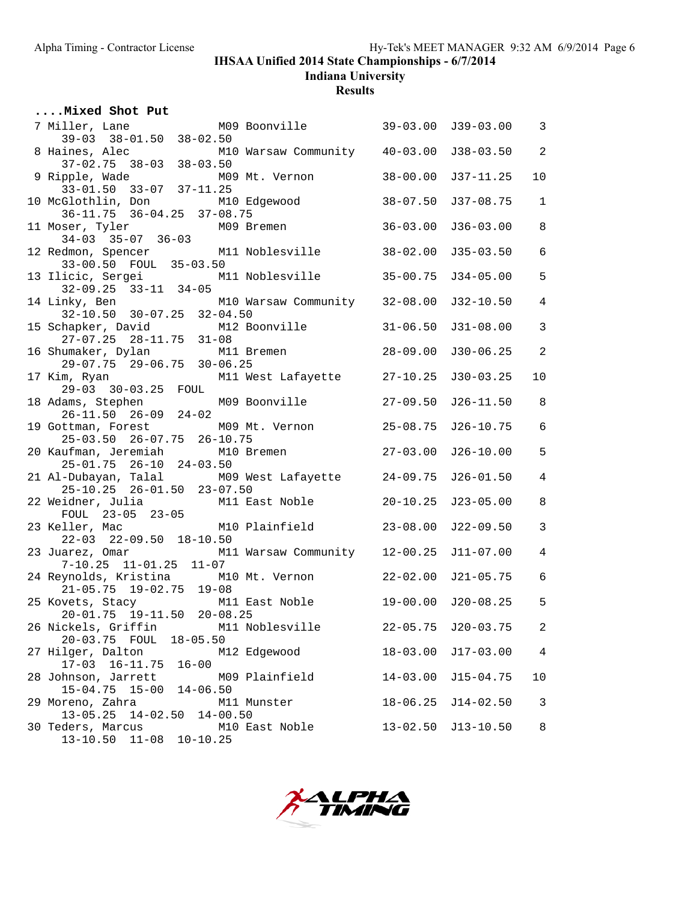## ....Mixed Shot Put

| Place | Name | Year | School | Seed | Finals | Points |
|---|---|---|---|---|---|---|
| 7 | Miller, Lane | M09 | Boonville | 39-03.00 | J39-03.00 | 3 |
| | 39-03 38-01.50 38-02.50 | | | | | |
| 8 | Haines, Alec | M10 | Warsaw Community | 40-03.00 | J38-03.50 | 2 |
| | 37-02.75 38-03 38-03.50 | | | | | |
| 9 | Ripple, Wade | M09 | Mt. Vernon | 38-00.00 | J37-11.25 | 10 |
| | 33-01.50 33-07 37-11.25 | | | | | |
| 10 | McGlothlin, Don | M10 | Edgewood | 38-07.50 | J37-08.75 | 1 |
| | 36-11.75 36-04.25 37-08.75 | | | | | |
| 11 | Moser, Tyler | M09 | Bremen | 36-03.00 | J36-03.00 | 8 |
| | 34-03 35-07 36-03 | | | | | |
| 12 | Redmon, Spencer | M11 | Noblesville | 38-02.00 | J35-03.50 | 6 |
| | 33-00.50 FOUL 35-03.50 | | | | | |
| 13 | Ilicic, Sergei | M11 | Noblesville | 35-00.75 | J34-05.00 | 5 |
| | 32-09.25 33-11 34-05 | | | | | |
| 14 | Linky, Ben | M10 | Warsaw Community | 32-08.00 | J32-10.50 | 4 |
| | 32-10.50 30-07.25 32-04.50 | | | | | |
| 15 | Schapker, David | M12 | Boonville | 31-06.50 | J31-08.00 | 3 |
| | 27-07.25 28-11.75 31-08 | | | | | |
| 16 | Shumaker, Dylan | M11 | Bremen | 28-09.00 | J30-06.25 | 2 |
| | 29-07.75 29-06.75 30-06.25 | | | | | |
| 17 | Kim, Ryan | M11 | West Lafayette | 27-10.25 | J30-03.25 | 10 |
| | 29-03 30-03.25 FOUL | | | | | |
| 18 | Adams, Stephen | M09 | Boonville | 27-09.50 | J26-11.50 | 8 |
| | 26-11.50 26-09 24-02 | | | | | |
| 19 | Gottman, Forest | M09 | Mt. Vernon | 25-08.75 | J26-10.75 | 6 |
| | 25-03.50 26-07.75 26-10.75 | | | | | |
| 20 | Kaufman, Jeremiah | M10 | Bremen | 27-03.00 | J26-10.00 | 5 |
| | 25-01.75 26-10 24-03.50 | | | | | |
| 21 | Al-Dubayan, Talal | M09 | West Lafayette | 24-09.75 | J26-01.50 | 4 |
| | 25-10.25 26-01.50 23-07.50 | | | | | |
| 22 | Weidner, Julia | M11 | East Noble | 20-10.25 | J23-05.00 | 8 |
| | FOUL 23-05 23-05 | | | | | |
| 23 | Keller, Mac | M10 | Plainfield | 23-08.00 | J22-09.50 | 3 |
| | 22-03 22-09.50 18-10.50 | | | | | |
| 23 | Juarez, Omar | M11 | Warsaw Community | 12-00.25 | J11-07.00 | 4 |
| | 7-10.25 11-01.25 11-07 | | | | | |
| 24 | Reynolds, Kristina | M10 | Mt. Vernon | 22-02.00 | J21-05.75 | 6 |
| | 21-05.75 19-02.75 19-08 | | | | | |
| 25 | Kovets, Stacy | M11 | East Noble | 19-00.00 | J20-08.25 | 5 |
| | 20-01.75 19-11.50 20-08.25 | | | | | |
| 26 | Nickels, Griffin | M11 | Noblesville | 22-05.75 | J20-03.75 | 2 |
| | 20-03.75 FOUL 18-05.50 | | | | | |
| 27 | Hilger, Dalton | M12 | Edgewood | 18-03.00 | J17-03.00 | 4 |
| | 17-03 16-11.75 16-00 | | | | | |
| 28 | Johnson, Jarrett | M09 | Plainfield | 14-03.00 | J15-04.75 | 10 |
| | 15-04.75 15-00 14-06.50 | | | | | |
| 29 | Moreno, Zahra | M11 | Munster | 18-06.25 | J14-02.50 | 3 |
| | 13-05.25 14-02.50 14-00.50 | | | | | |
| 30 | Teders, Marcus | M10 | East Noble | 13-02.50 | J13-10.50 | 8 |
| | 13-10.50 11-08 10-10.25 | | | | | |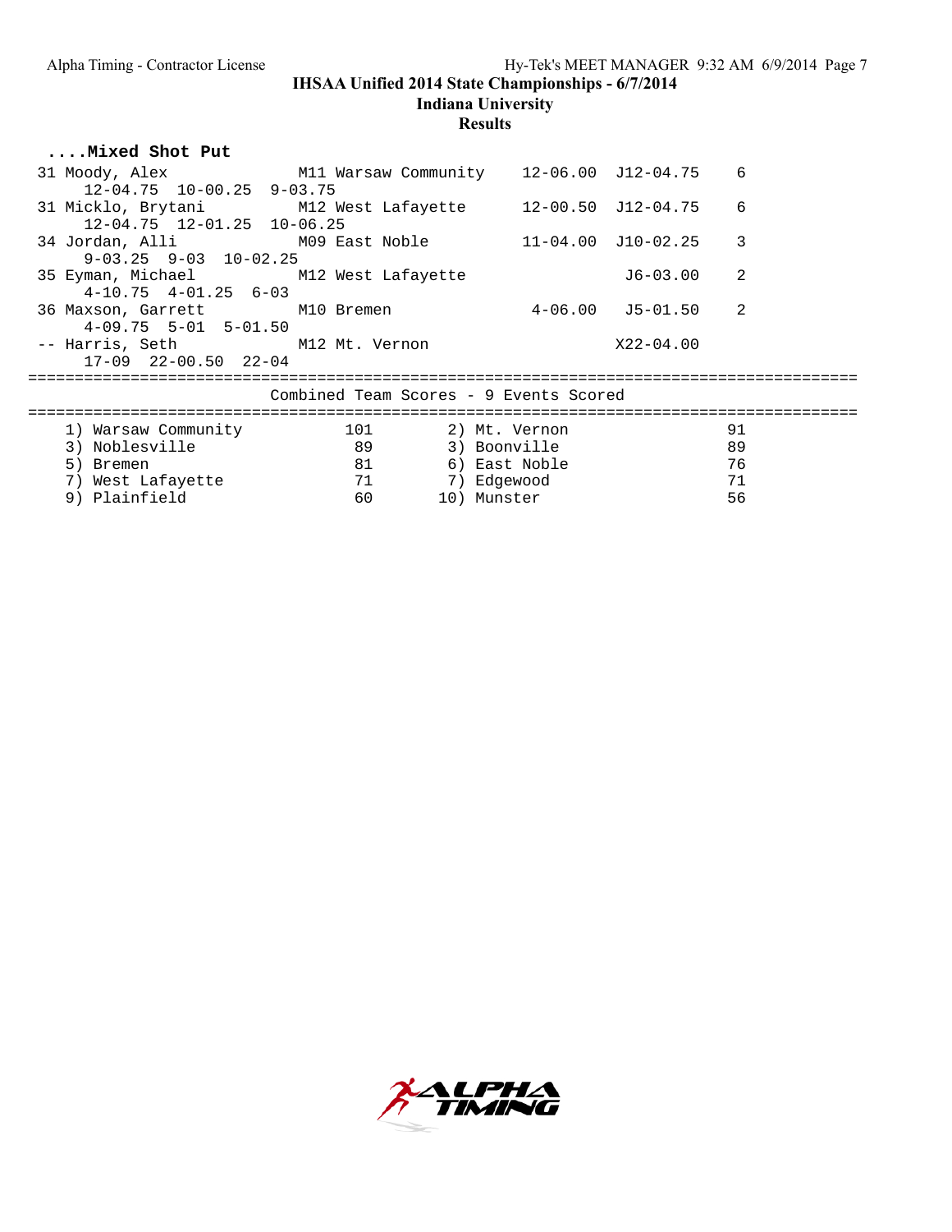**IHSAA Unified 2014 State Championships - 6/7/2014**
**Indiana University**
**Results**

### ....Mixed Shot Put

```
 31 Moody, Alex             M11 Warsaw Community     12-06.00  J12-04.75    6
      12-04.75  10-00.25  9-03.75
 31 Micklo, Brytani         M12 West Lafayette       12-00.50  J12-04.75    6
      12-04.75  12-01.25  10-06.25
 34 Jordan, Alli            M09 East Noble           11-04.00  J10-02.25    3
      9-03.25  9-03  10-02.25
 35 Eyman, Michael          M12 West Lafayette                  J6-03.00    2
      4-10.75  4-01.25  6-03
 36 Maxson, Garrett         M10 Bremen                4-06.00   J5-01.50    2
      4-09.75  5-01  5-01.50
 -- Harris, Seth            M12 Mt. Vernon                     X22-04.00
      17-09  22-00.50  22-04
```

### Combined Team Scores - 9 Events Scored

| Place | Team | Score | Place | Team | Score |
|---|---|---|---|---|---|
| 1) | Warsaw Community | 101 | 2) | Mt. Vernon | 91 |
| 3) | Noblesville | 89 | 3) | Boonville | 89 |
| 5) | Bremen | 81 | 6) | East Noble | 76 |
| 7) | West Lafayette | 71 | 7) | Edgewood | 71 |
| 9) | Plainfield | 60 | 10) | Munster | 56 |